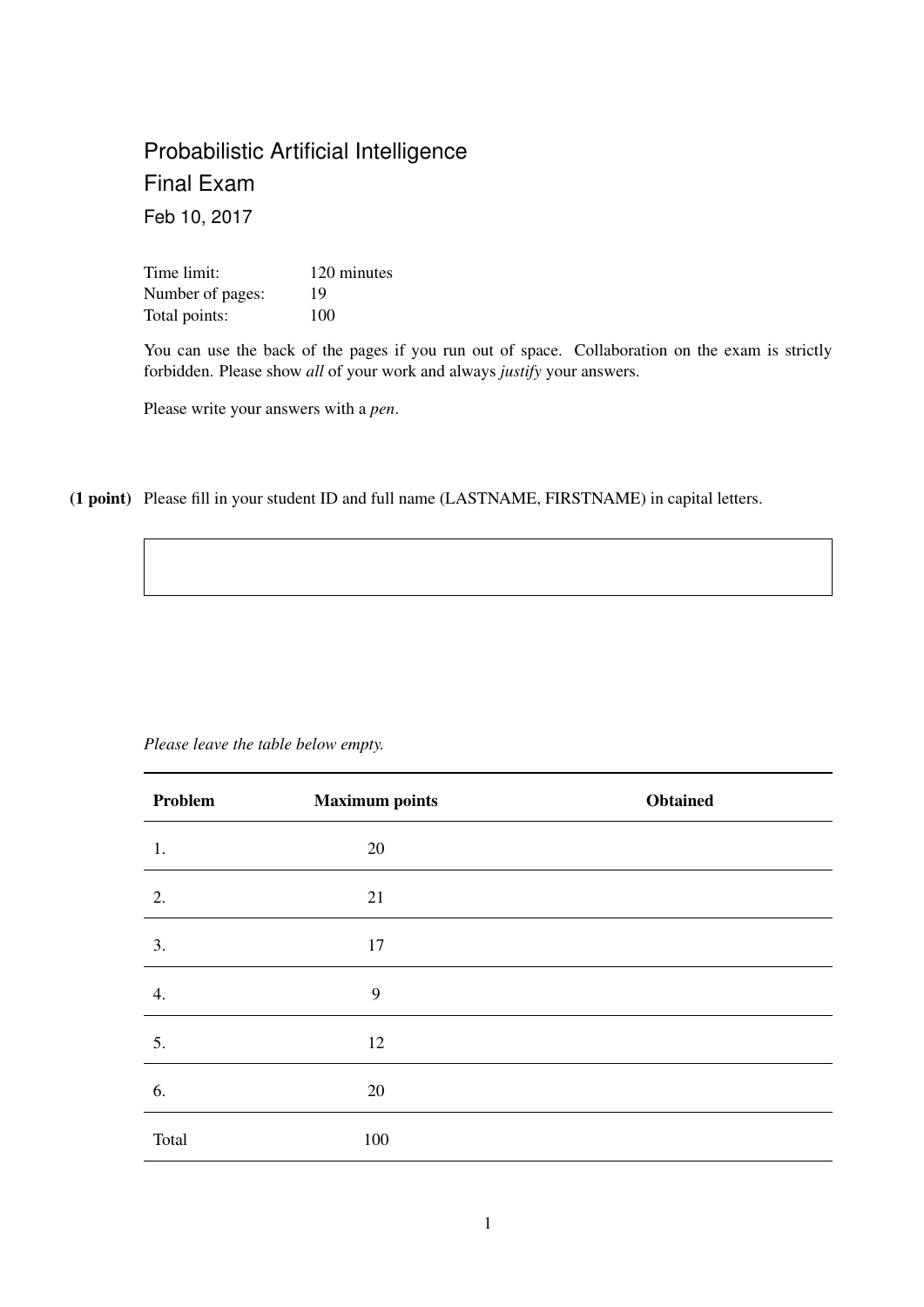# Probabilistic Artificial Intelligence

## Final Exam

Feb 10, 2017

Time limit: 120 minutes
Number of pages: 19
Total points: 100

You can use the back of the pages if you run out of space. Collaboration on the exam is strictly forbidden. Please show *all* of your work and always *justify* your answers.

Please write your answers with a *pen*.

**(1 point)** Please fill in your student ID and full name (LASTNAME, FIRSTNAME) in capital letters.

*Please leave the table below empty.*

| Problem | Maximum points | Obtained |
|---|---|---|
| 1. | 20 | |
| 2. | 21 | |
| 3. | 17 | |
| 4. | 9 | |
| 5. | 12 | |
| 6. | 20 | |
| Total | 100 | |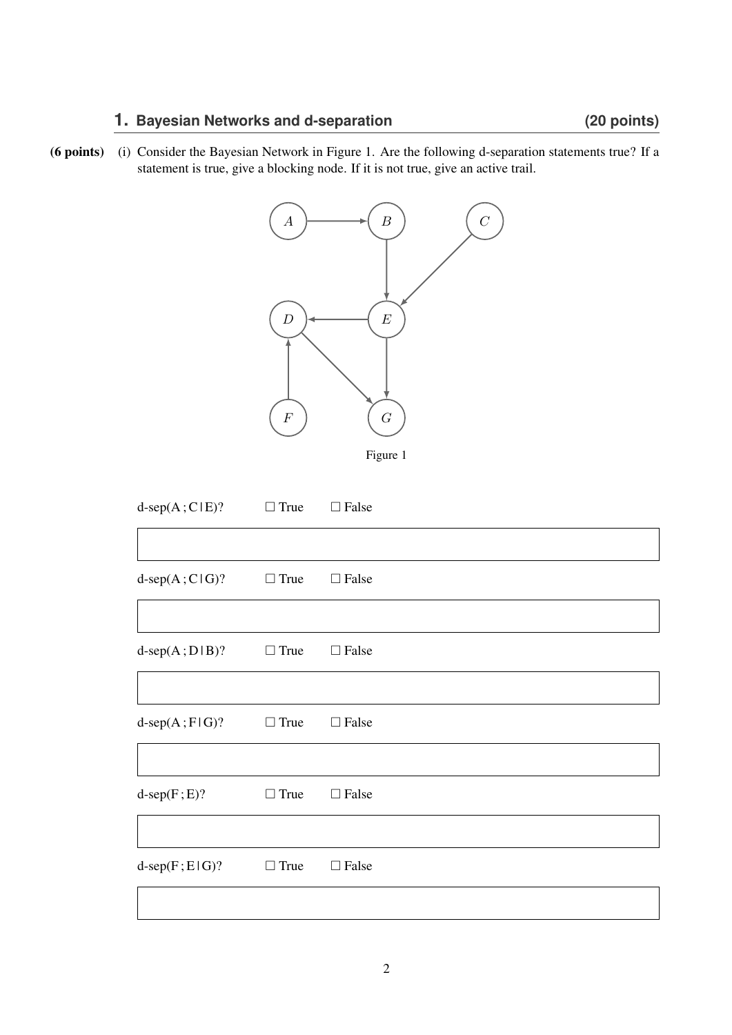## 1. Bayesian Networks and d-separation (20 points)

**(6 points)** (i) Consider the Bayesian Network in Figure 1. Are the following d-separation statements true? If a statement is true, give a blocking node. If it is not true, give an active trail.

Figure 1

d-sep(A ; C | E)? ☐ True ☐ False

d-sep(A ; C | G)? ☐ True ☐ False

d-sep(A ; D | B)? ☐ True ☐ False

d-sep(A ; F | G)? ☐ True ☐ False

d-sep(F ; E)? ☐ True ☐ False

d-sep(F ; E | G)? ☐ True ☐ False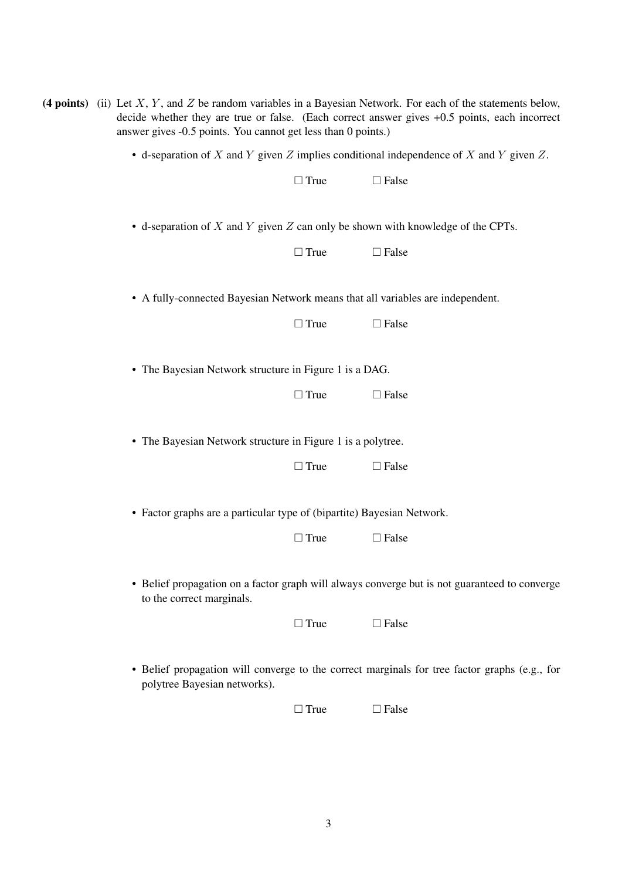**(4 points)** (ii) Let $X$, $Y$, and $Z$ be random variables in a Bayesian Network. For each of the statements below, decide whether they are true or false. (Each correct answer gives +0.5 points, each incorrect answer gives -0.5 points. You cannot get less than 0 points.)

- d-separation of $X$ and $Y$ given $Z$ implies conditional independence of $X$ and $Y$ given $Z$.

  ☐ True ☐ False

- d-separation of $X$ and $Y$ given $Z$ can only be shown with knowledge of the CPTs.

  ☐ True ☐ False

- A fully-connected Bayesian Network means that all variables are independent.

  ☐ True ☐ False

- The Bayesian Network structure in Figure 1 is a DAG.

  ☐ True ☐ False

- The Bayesian Network structure in Figure 1 is a polytree.

  ☐ True ☐ False

- Factor graphs are a particular type of (bipartite) Bayesian Network.

  ☐ True ☐ False

- Belief propagation on a factor graph will always converge but is not guaranteed to converge to the correct marginals.

  ☐ True ☐ False

- Belief propagation will converge to the correct marginals for tree factor graphs (e.g., for polytree Bayesian networks).

  ☐ True ☐ False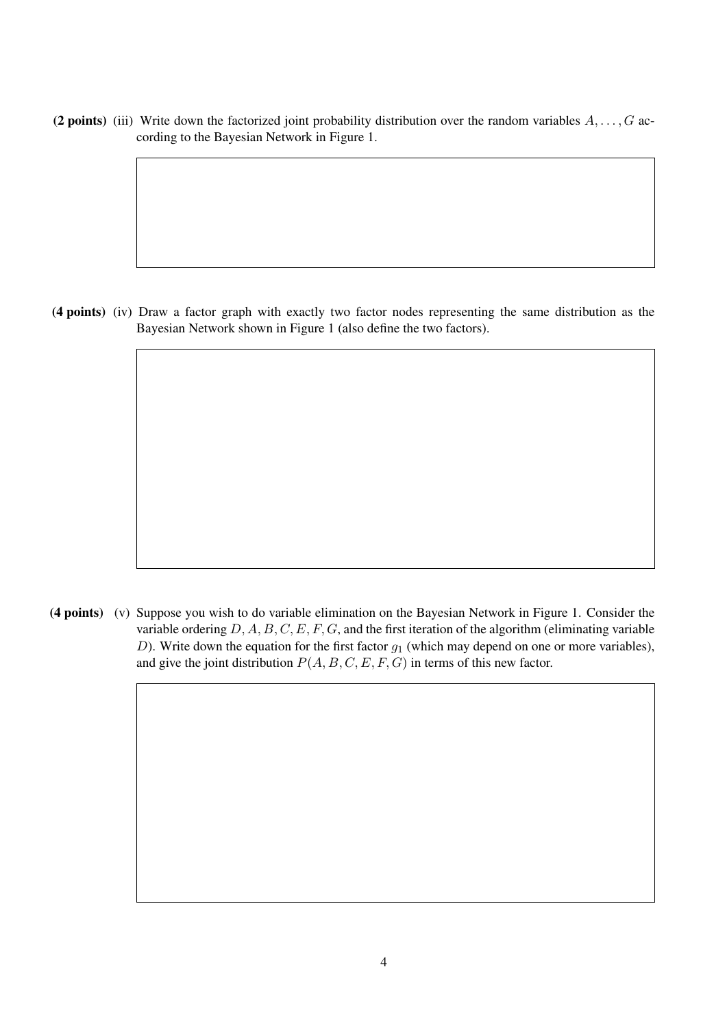**(2 points)** (iii) Write down the factorized joint probability distribution over the random variables $A, \ldots, G$ according to the Bayesian Network in Figure 1.

**(4 points)** (iv) Draw a factor graph with exactly two factor nodes representing the same distribution as the Bayesian Network shown in Figure 1 (also define the two factors).

**(4 points)** (v) Suppose you wish to do variable elimination on the Bayesian Network in Figure 1. Consider the variable ordering $D, A, B, C, E, F, G$, and the first iteration of the algorithm (eliminating variable $D$). Write down the equation for the first factor $g_1$ (which may depend on one or more variables), and give the joint distribution $P(A, B, C, E, F, G)$ in terms of this new factor.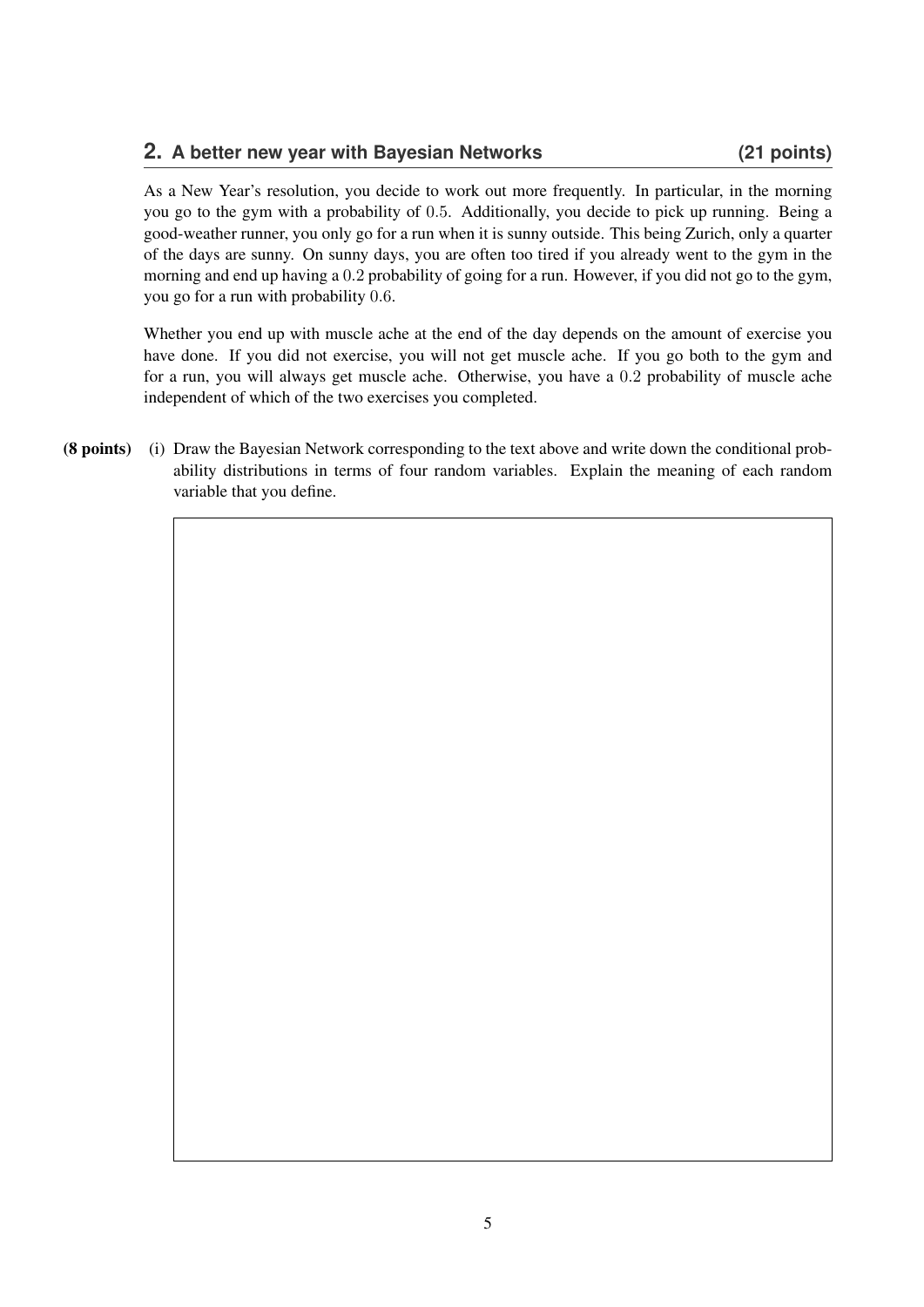## 2. A better new year with Bayesian Networks (21 points)

As a New Year's resolution, you decide to work out more frequently. In particular, in the morning you go to the gym with a probability of $0.5$. Additionally, you decide to pick up running. Being a good-weather runner, you only go for a run when it is sunny outside. This being Zurich, only a quarter of the days are sunny. On sunny days, you are often too tired if you already went to the gym in the morning and end up having a $0.2$ probability of going for a run. However, if you did not go to the gym, you go for a run with probability $0.6$.

Whether you end up with muscle ache at the end of the day depends on the amount of exercise you have done. If you did not exercise, you will not get muscle ache. If you go both to the gym and for a run, you will always get muscle ache. Otherwise, you have a $0.2$ probability of muscle ache independent of which of the two exercises you completed.

**(8 points)** (i) Draw the Bayesian Network corresponding to the text above and write down the conditional probability distributions in terms of four random variables. Explain the meaning of each random variable that you define.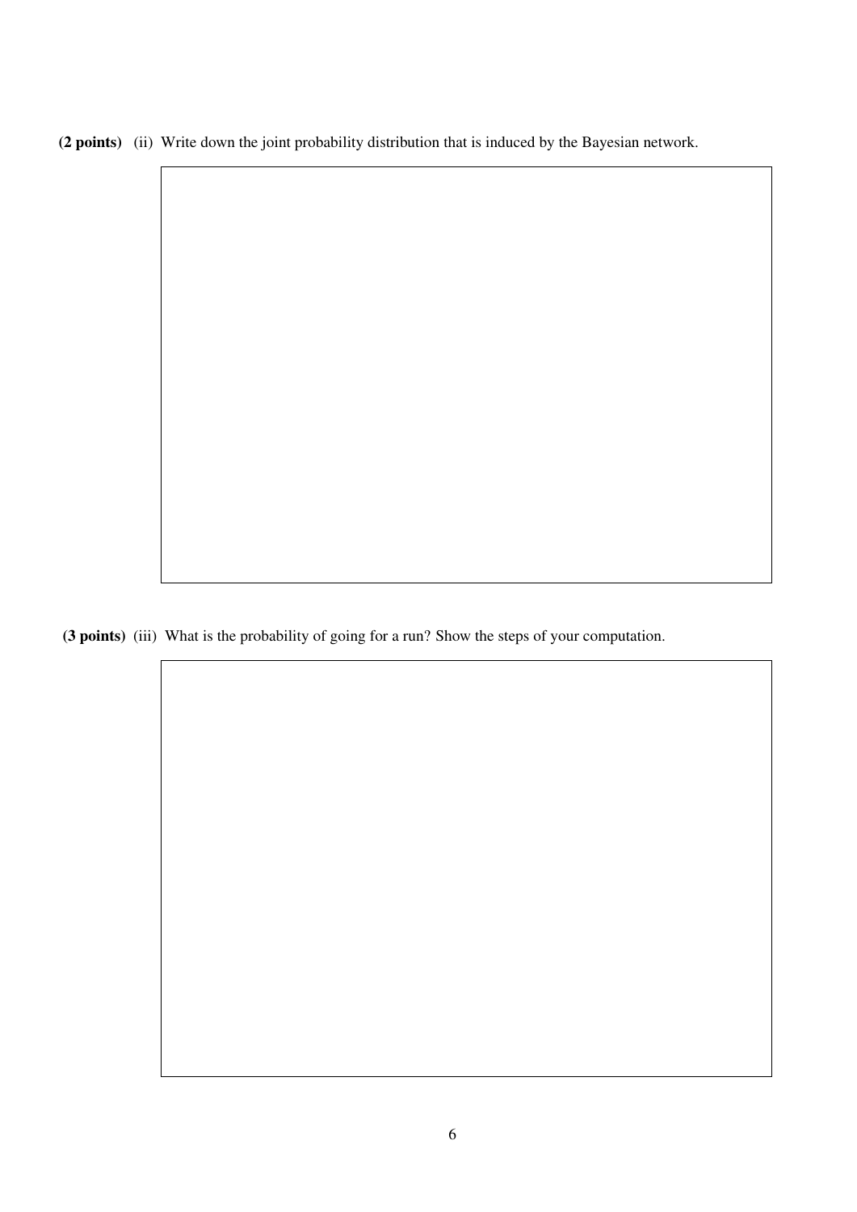**(2 points)** (ii) Write down the joint probability distribution that is induced by the Bayesian network.

**(3 points)** (iii) What is the probability of going for a run? Show the steps of your computation.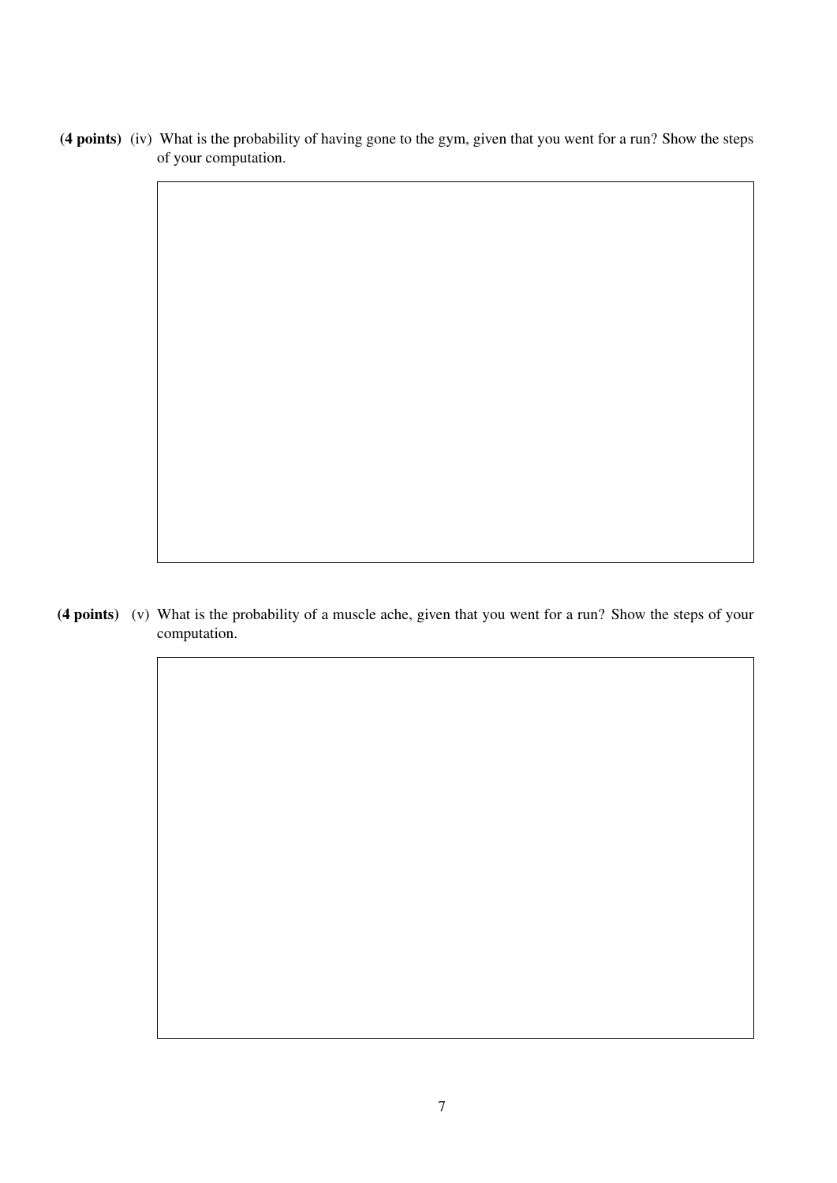**(4 points)** (iv) What is the probability of having gone to the gym, given that you went for a run? Show the steps of your computation.

**(4 points)** (v) What is the probability of a muscle ache, given that you went for a run? Show the steps of your computation.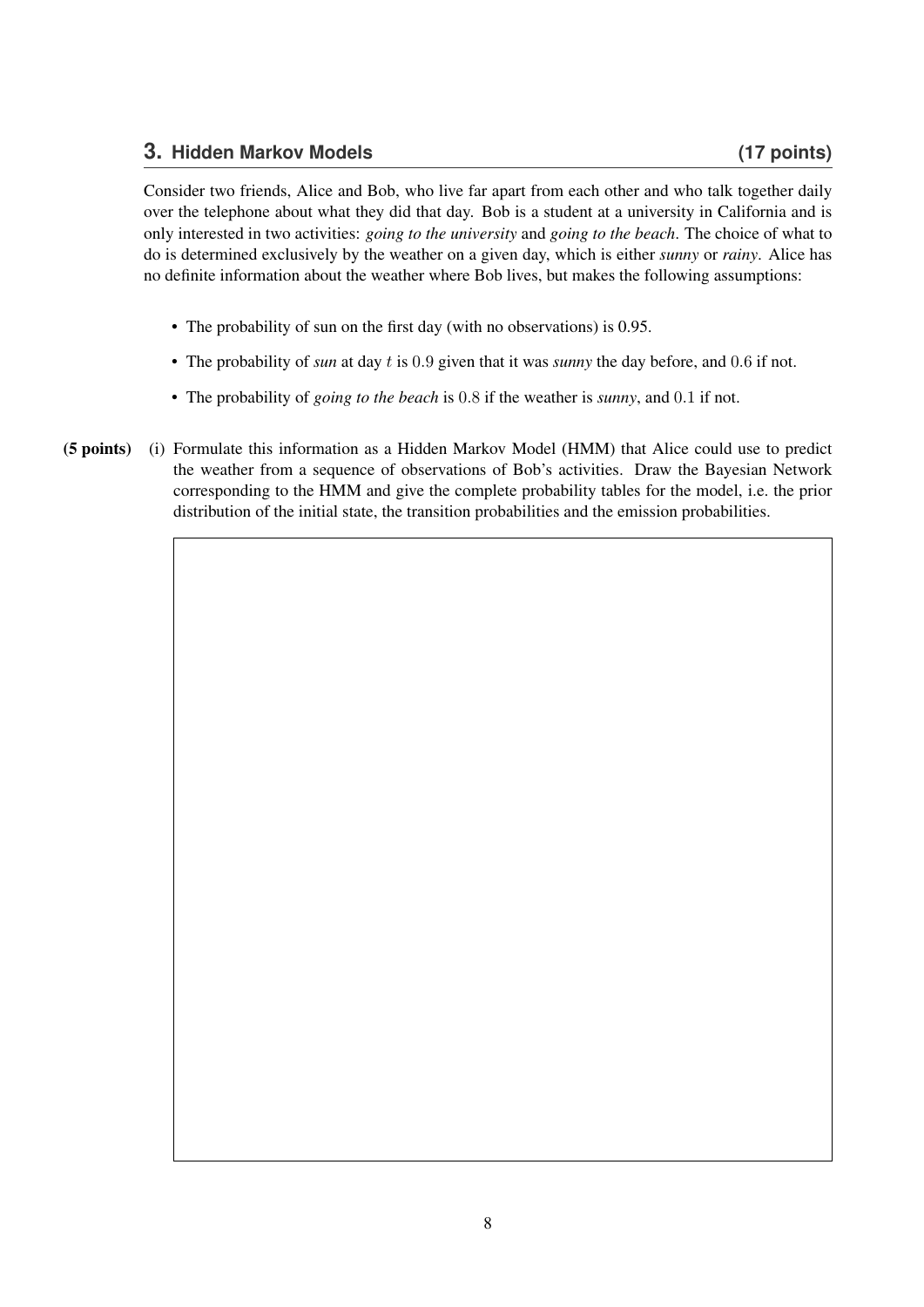## 3. Hidden Markov Models (17 points)

Consider two friends, Alice and Bob, who live far apart from each other and who talk together daily over the telephone about what they did that day. Bob is a student at a university in California and is only interested in two activities: *going to the university* and *going to the beach*. The choice of what to do is determined exclusively by the weather on a given day, which is either *sunny* or *rainy*. Alice has no definite information about the weather where Bob lives, but makes the following assumptions:

- The probability of sun on the first day (with no observations) is 0.95.
- The probability of *sun* at day $t$ is $0.9$ given that it was *sunny* the day before, and $0.6$ if not.
- The probability of *going to the beach* is $0.8$ if the weather is *sunny*, and $0.1$ if not.

**(5 points)** (i) Formulate this information as a Hidden Markov Model (HMM) that Alice could use to predict the weather from a sequence of observations of Bob's activities. Draw the Bayesian Network corresponding to the HMM and give the complete probability tables for the model, i.e. the prior distribution of the initial state, the transition probabilities and the emission probabilities.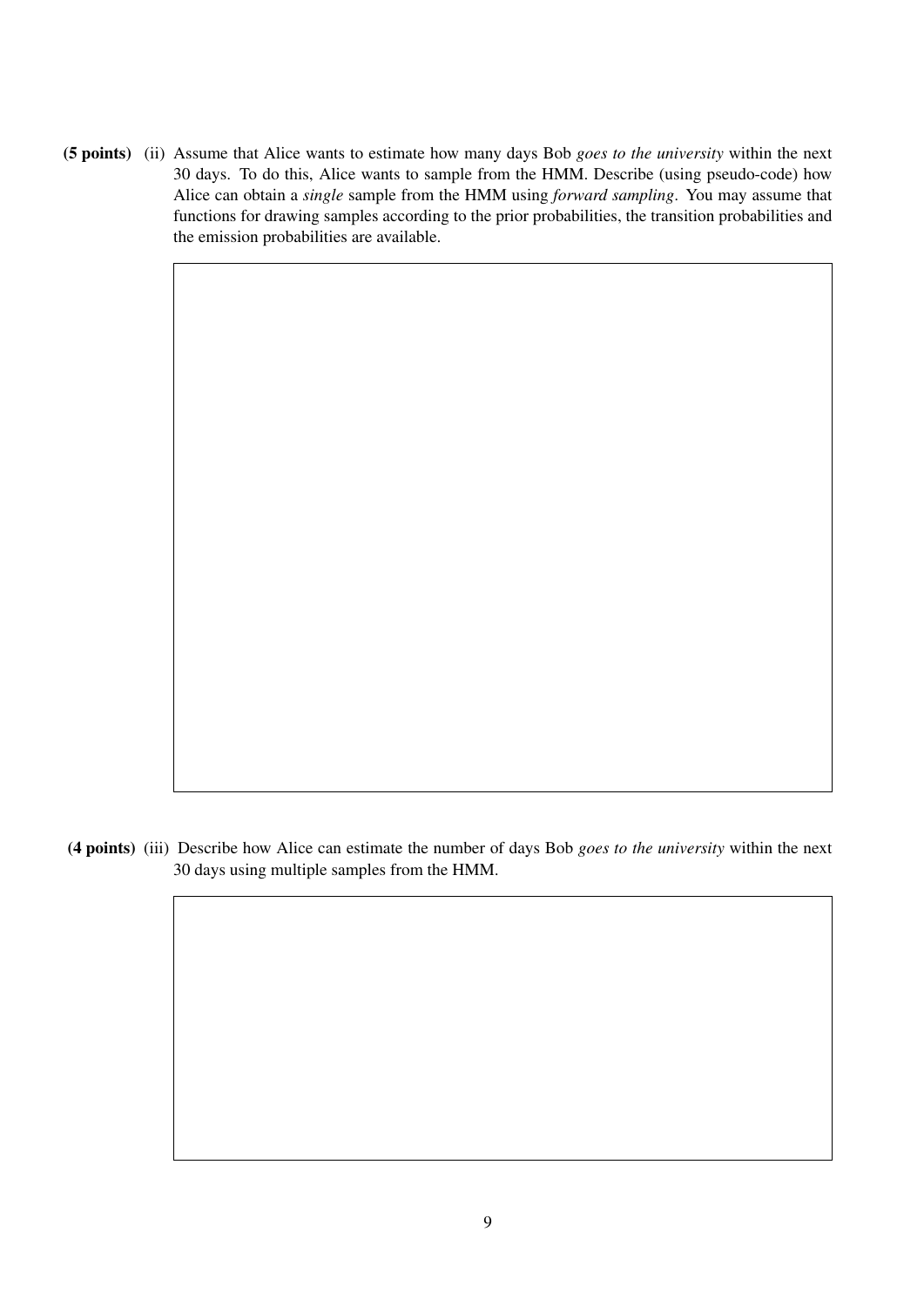**(5 points)** (ii) Assume that Alice wants to estimate how many days Bob *goes to the university* within the next 30 days. To do this, Alice wants to sample from the HMM. Describe (using pseudo-code) how Alice can obtain a *single* sample from the HMM using *forward sampling*. You may assume that functions for drawing samples according to the prior probabilities, the transition probabilities and the emission probabilities are available.

**(4 points)** (iii) Describe how Alice can estimate the number of days Bob *goes to the university* within the next 30 days using multiple samples from the HMM.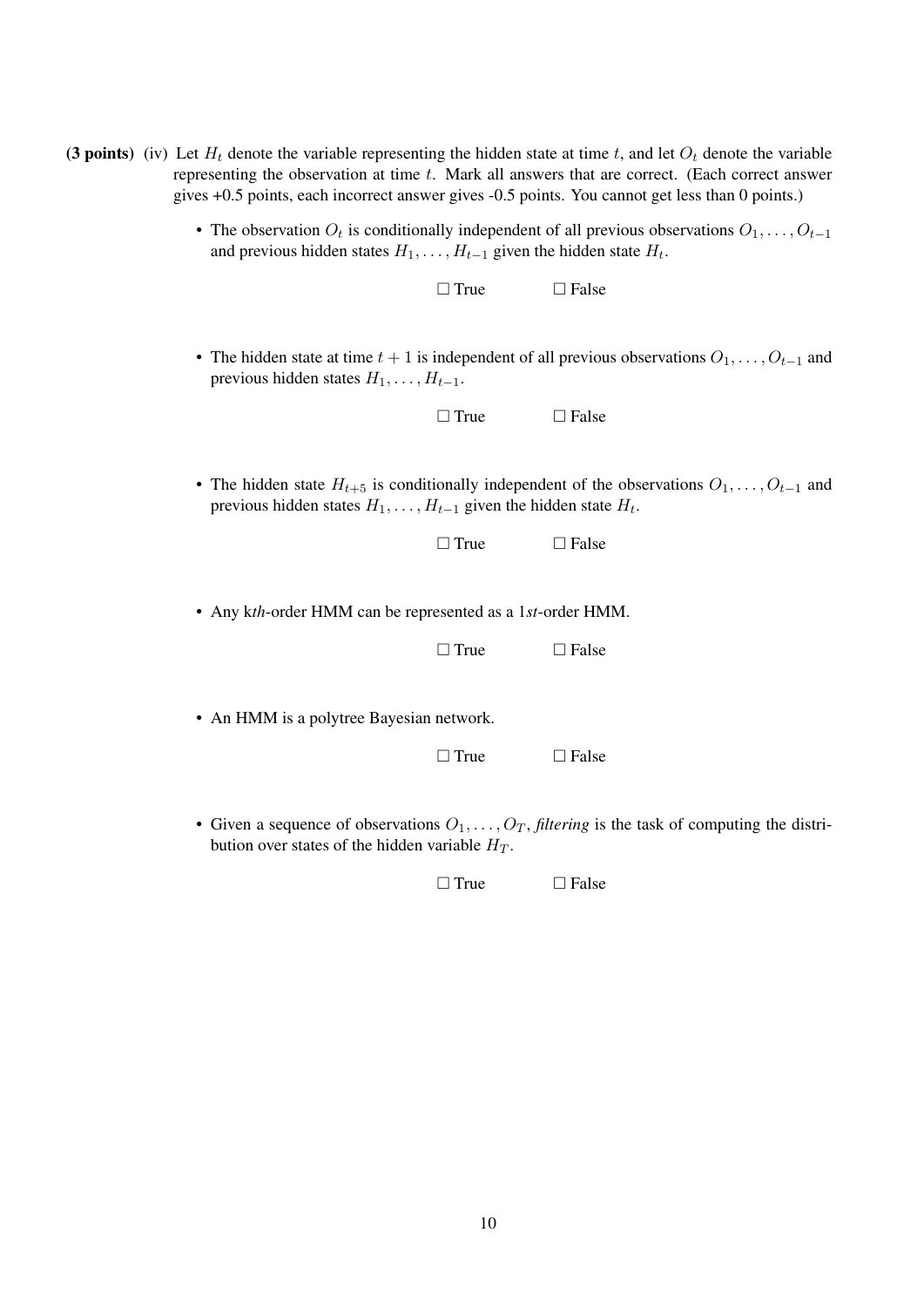**(3 points)** (iv) Let $H_t$ denote the variable representing the hidden state at time $t$, and let $O_t$ denote the variable representing the observation at time $t$. Mark all answers that are correct. (Each correct answer gives +0.5 points, each incorrect answer gives -0.5 points. You cannot get less than 0 points.)

- The observation $O_t$ is conditionally independent of all previous observations $O_1, \ldots, O_{t-1}$ and previous hidden states $H_1, \ldots, H_{t-1}$ given the hidden state $H_t$.

  ☐ True ☐ False

- The hidden state at time $t+1$ is independent of all previous observations $O_1, \ldots, O_{t-1}$ and previous hidden states $H_1, \ldots, H_{t-1}$.

  ☐ True ☐ False

- The hidden state $H_{t+5}$ is conditionally independent of the observations $O_1, \ldots, O_{t-1}$ and previous hidden states $H_1, \ldots, H_{t-1}$ given the hidden state $H_t$.

  ☐ True ☐ False

- Any k*th*-order HMM can be represented as a 1*st*-order HMM.

  ☐ True ☐ False

- An HMM is a polytree Bayesian network.

  ☐ True ☐ False

- Given a sequence of observations $O_1, \ldots, O_T$, *filtering* is the task of computing the distribution over states of the hidden variable $H_T$.

  ☐ True ☐ False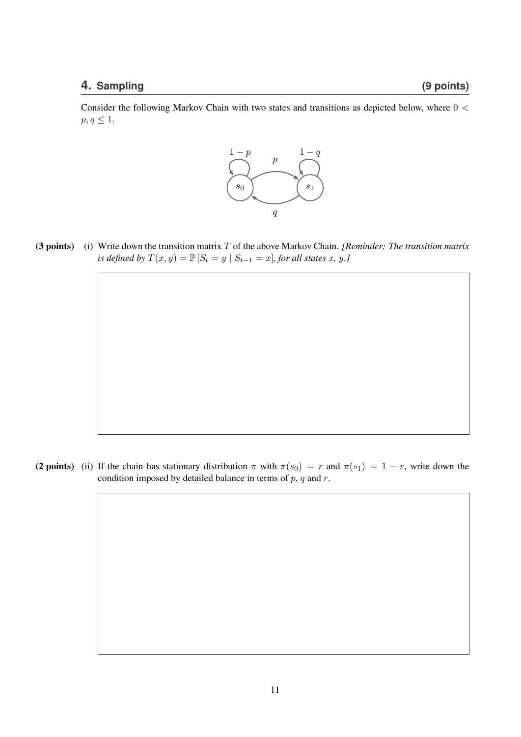## 4. Sampling (9 points)

Consider the following Markov Chain with two states and transitions as depicted below, where $0 < p, q \leq 1$.

**(3 points)** (i) Write down the transition matrix $T$ of the above Markov Chain. *[Reminder: The transition matrix is defined by $T(x, y) = \mathbb{P}[S_t = y \mid S_{t-1} = x]$, for all states $x$, $y$.]*

**(2 points)** (ii) If the chain has stationary distribution $\pi$ with $\pi(s_0) = r$ and $\pi(s_1) = 1 - r$, write down the condition imposed by detailed balance in terms of $p$, $q$ and $r$.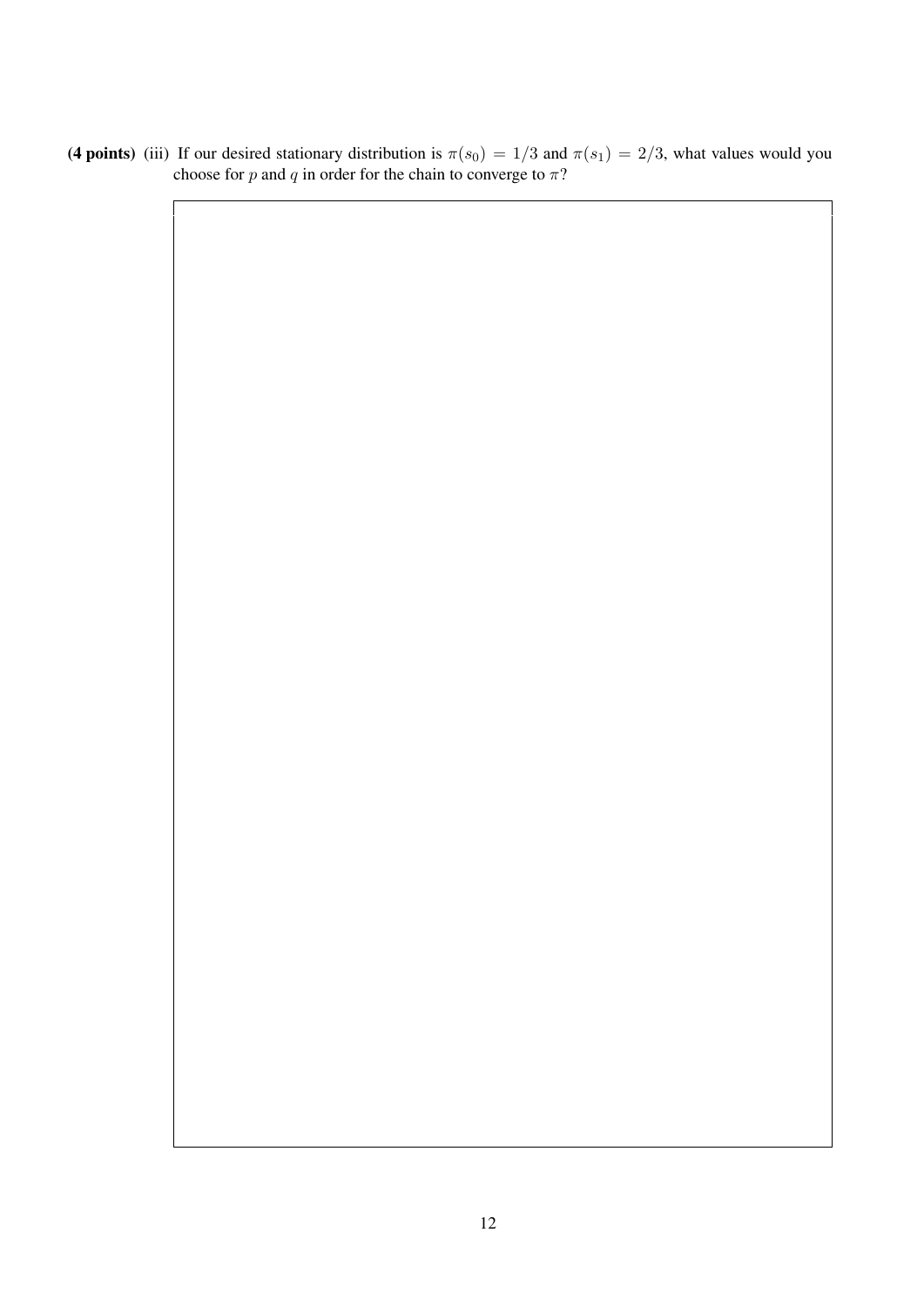**(4 points)** (iii) If our desired stationary distribution is $\pi(s_0) = 1/3$ and $\pi(s_1) = 2/3$, what values would you choose for $p$ and $q$ in order for the chain to converge to $\pi$?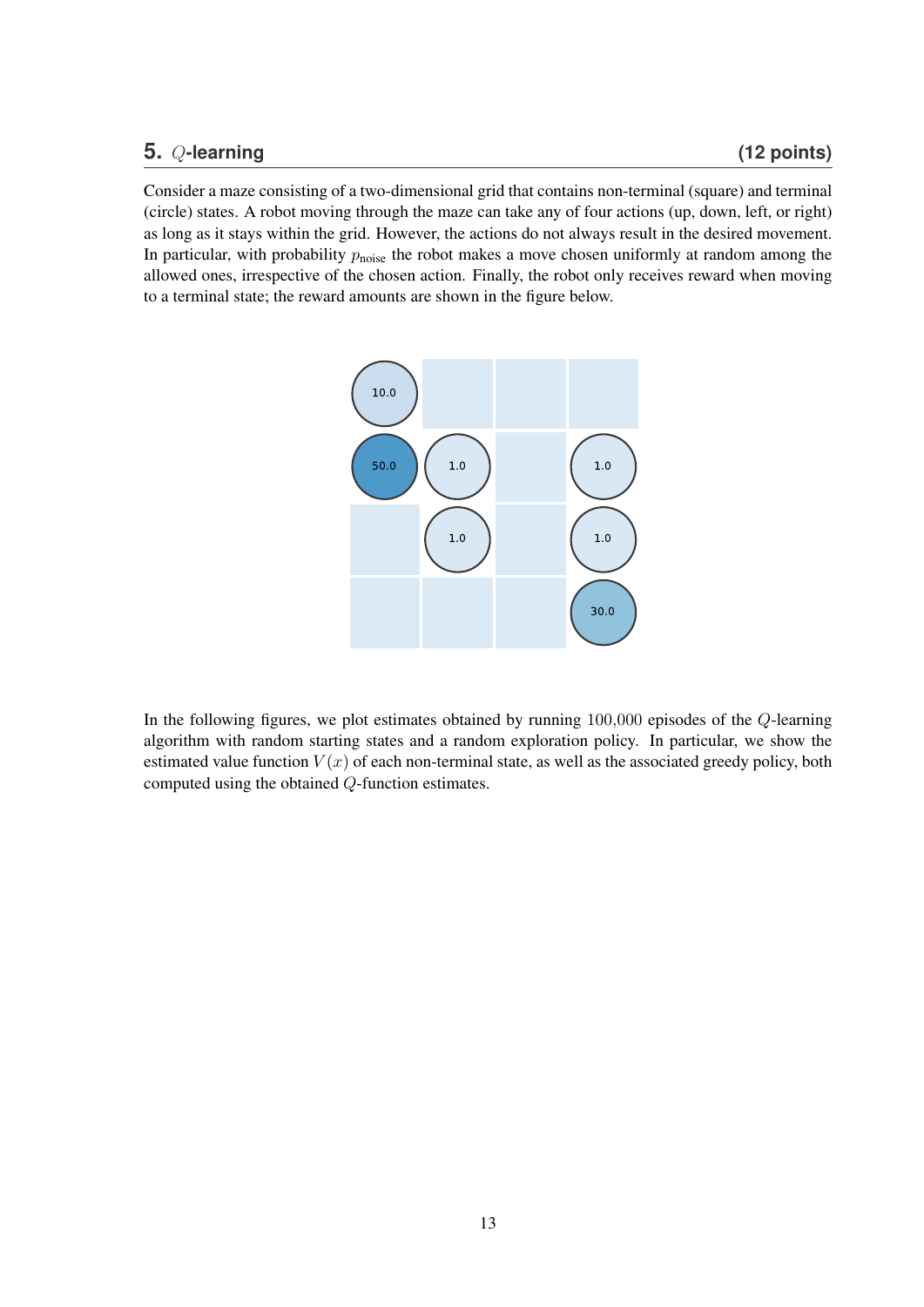## 5. $Q$-learning **(12 points)**

Consider a maze consisting of a two-dimensional grid that contains non-terminal (square) and terminal (circle) states. A robot moving through the maze can take any of four actions (up, down, left, or right) as long as it stays within the grid. However, the actions do not always result in the desired movement. In particular, with probability $p_{\text{noise}}$ the robot makes a move chosen uniformly at random among the allowed ones, irrespective of the chosen action. Finally, the robot only receives reward when moving to a terminal state; the reward amounts are shown in the figure below.

In the following figures, we plot estimates obtained by running $100{,}000$ episodes of the $Q$-learning algorithm with random starting states and a random exploration policy. In particular, we show the estimated value function $V(x)$ of each non-terminal state, as well as the associated greedy policy, both computed using the obtained $Q$-function estimates.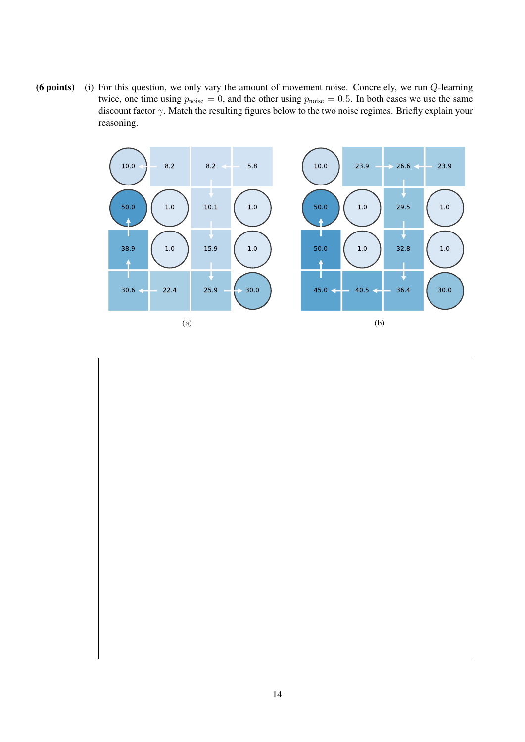**(6 points)** (i) For this question, we only vary the amount of movement noise. Concretely, we run $Q$-learning twice, one time using $p_{\text{noise}} = 0$, and the other using $p_{\text{noise}} = 0.5$. In both cases we use the same discount factor $\gamma$. Match the resulting figures below to the two noise regimes. Briefly explain your reasoning.

| 10.0 | ← 8.2 | ← 8.2 | ← 5.8 |
|---|---|---|---|
| 50.0 | 1.0 | ↓ 10.1 | 1.0 |
| ↑ 38.9 | 1.0 | ↓ 15.9 | 1.0 |
| ↑ 30.6 | ← 22.4 | → 25.9 | 30.0 |

(a)

| 10.0 | → 23.9 | ↓ 26.6 | ← 23.9 |
|---|---|---|---|
| 50.0 | 1.0 | ↓ 29.5 | 1.0 |
| ↑ 50.0 | 1.0 | ↓ 32.8 | 1.0 |
| ↑ 45.0 | ← 40.5 | ← 36.4 | 30.0 |

(b)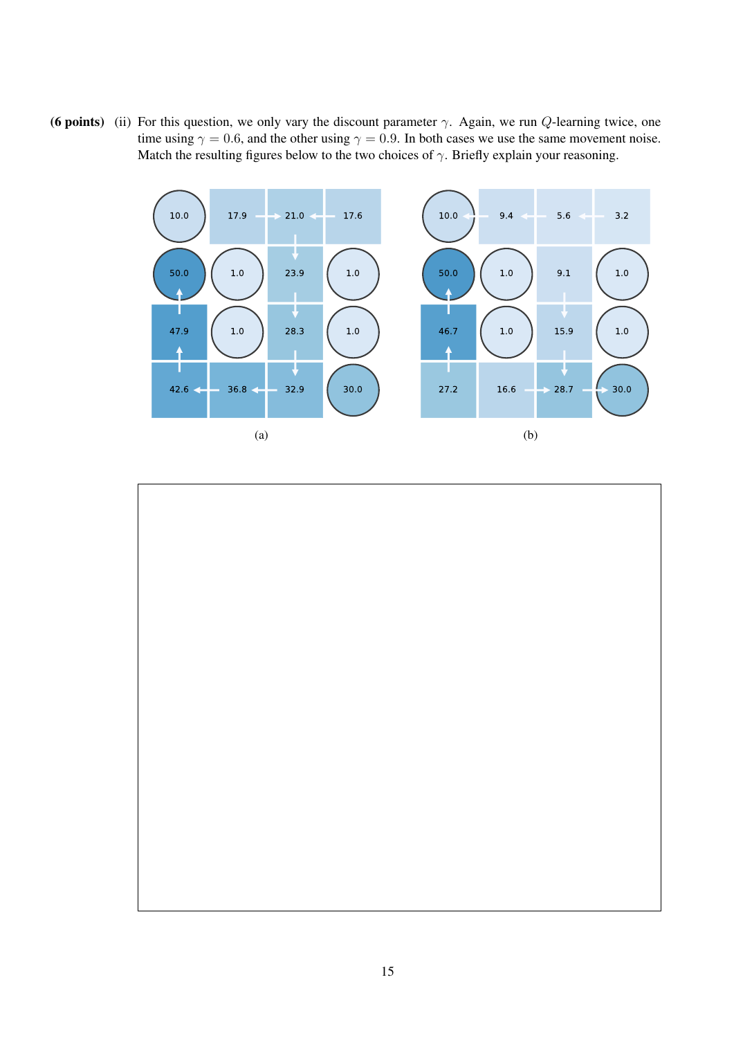**(6 points)** (ii) For this question, we only vary the discount parameter $\gamma$. Again, we run $Q$-learning twice, one time using $\gamma = 0.6$, and the other using $\gamma = 0.9$. In both cases we use the same movement noise. Match the resulting figures below to the two choices of $\gamma$. Briefly explain your reasoning.

(a)

(b)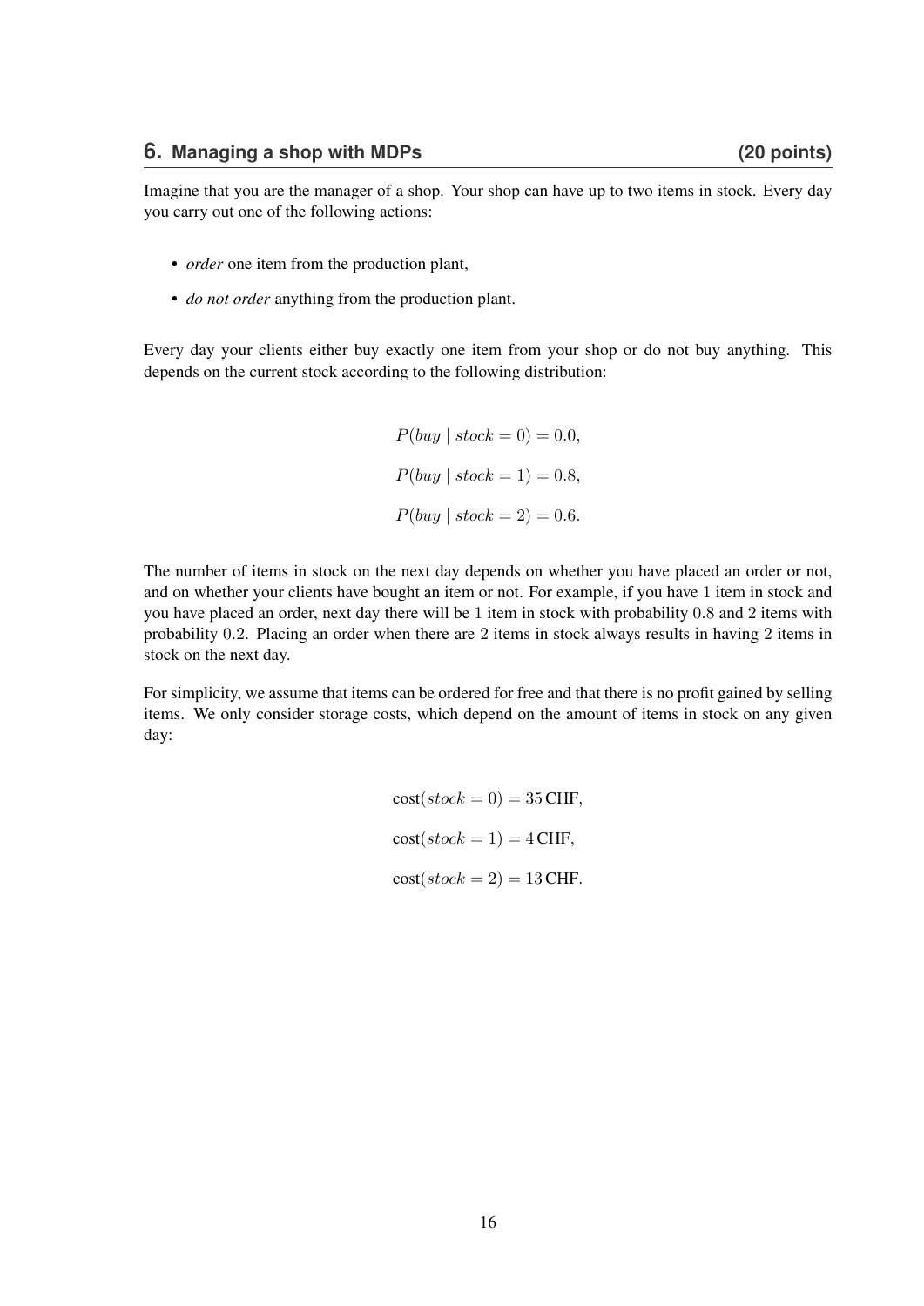## 6. Managing a shop with MDPs (20 points)

Imagine that you are the manager of a shop. Your shop can have up to two items in stock. Every day you carry out one of the following actions:

- *order* one item from the production plant,
- *do not order* anything from the production plant.

Every day your clients either buy exactly one item from your shop or do not buy anything. This depends on the current stock according to the following distribution:

$$P(buy \mid stock = 0) = 0.0,$$

$$P(buy \mid stock = 1) = 0.8,$$

$$P(buy \mid stock = 2) = 0.6.$$

The number of items in stock on the next day depends on whether you have placed an order or not, and on whether your clients have bought an item or not. For example, if you have 1 item in stock and you have placed an order, next day there will be 1 item in stock with probability 0.8 and 2 items with probability 0.2. Placing an order when there are 2 items in stock always results in having 2 items in stock on the next day.

For simplicity, we assume that items can be ordered for free and that there is no profit gained by selling items. We only consider storage costs, which depend on the amount of items in stock on any given day:

$$\text{cost}(stock = 0) = 35\,\text{CHF},$$

$$\text{cost}(stock = 1) = 4\,\text{CHF},$$

$$\text{cost}(stock = 2) = 13\,\text{CHF}.$$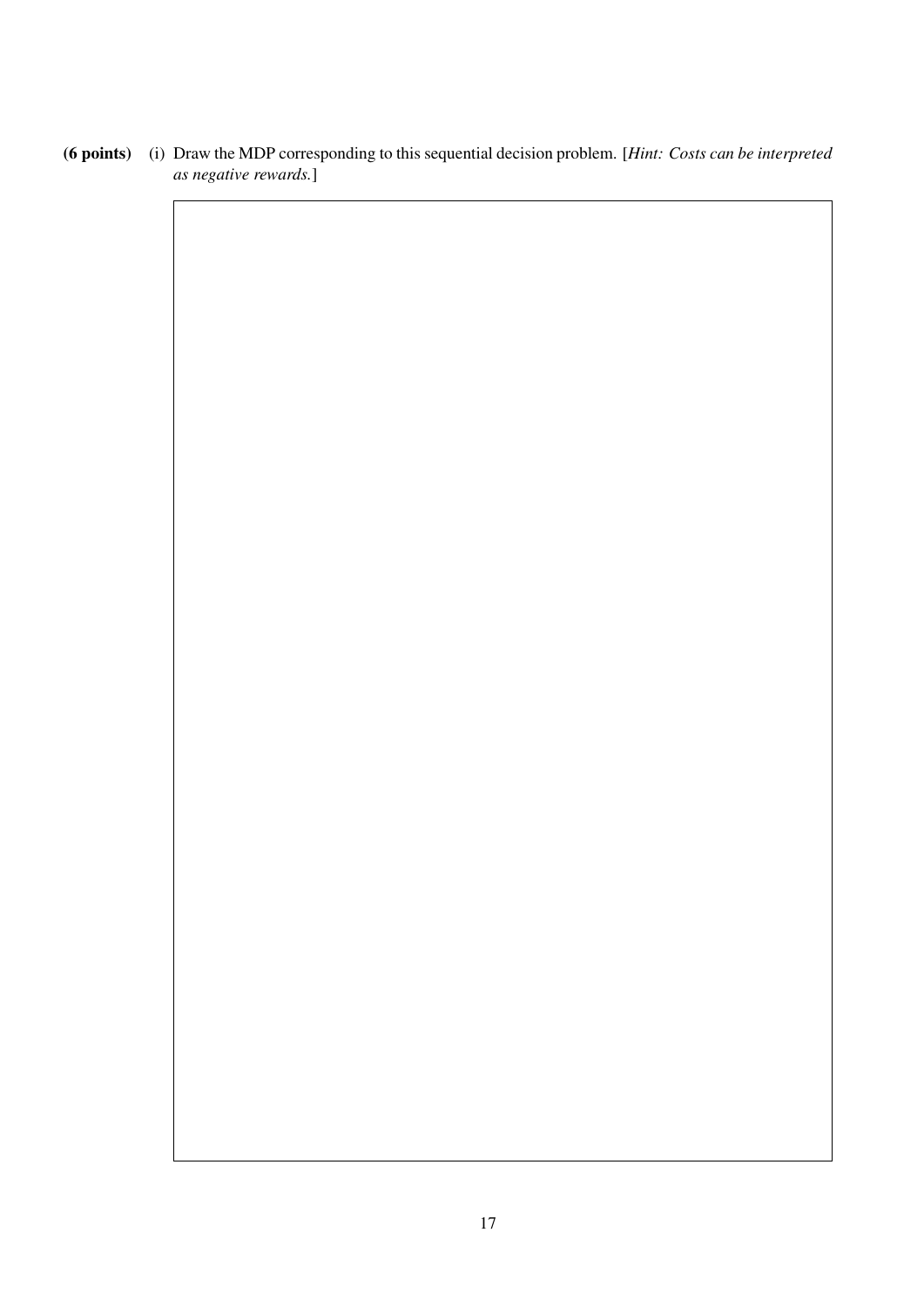**(6 points)** (i) Draw the MDP corresponding to this sequential decision problem. [*Hint: Costs can be interpreted as negative rewards.*]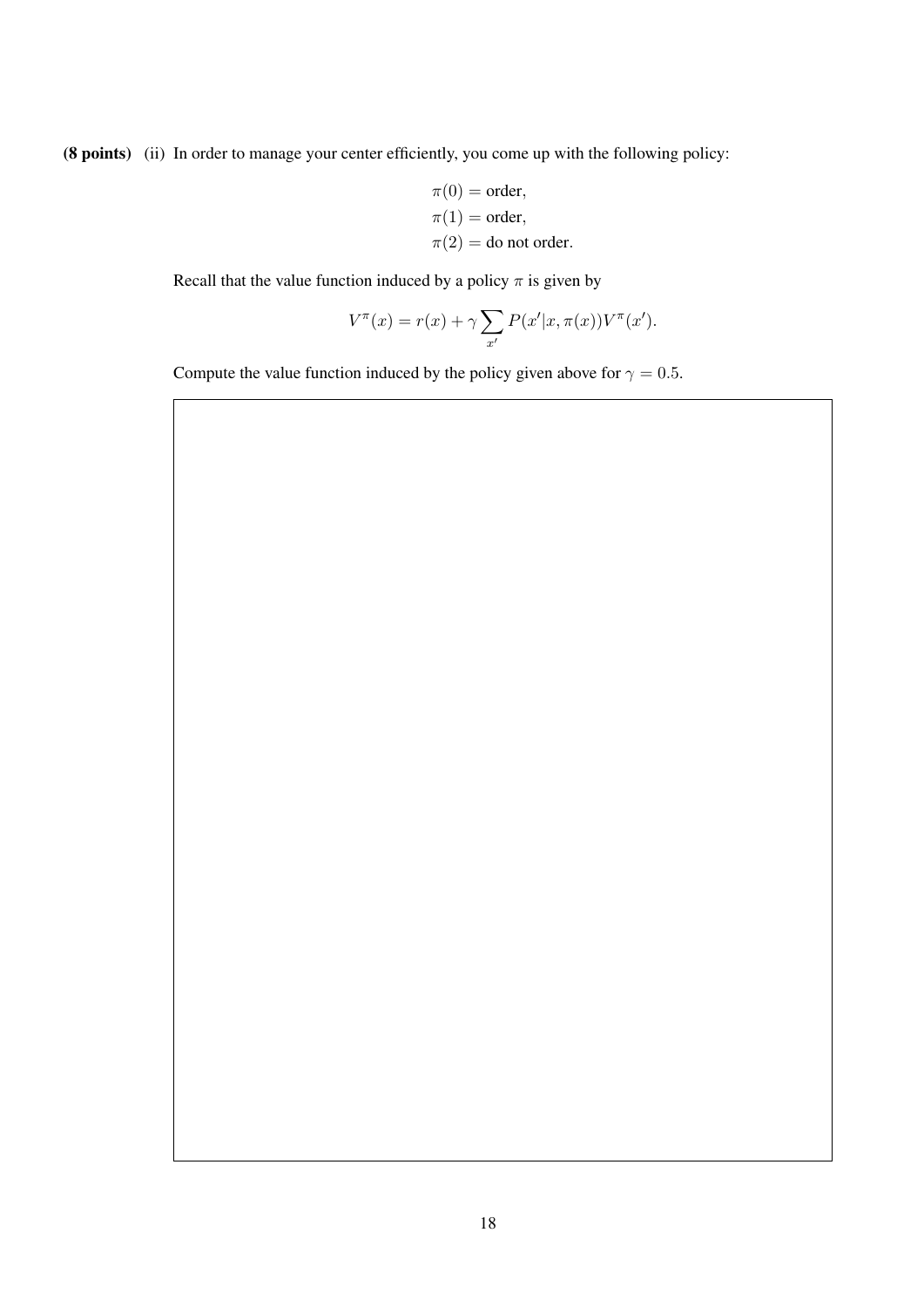**(8 points)** (ii) In order to manage your center efficiently, you come up with the following policy:

$$\pi(0) = \text{order},$$
$$\pi(1) = \text{order},$$
$$\pi(2) = \text{do not order}.$$

Recall that the value function induced by a policy $\pi$ is given by

$$V^{\pi}(x) = r(x) + \gamma \sum_{x'} P(x'|x, \pi(x)) V^{\pi}(x').$$

Compute the value function induced by the policy given above for $\gamma = 0.5$.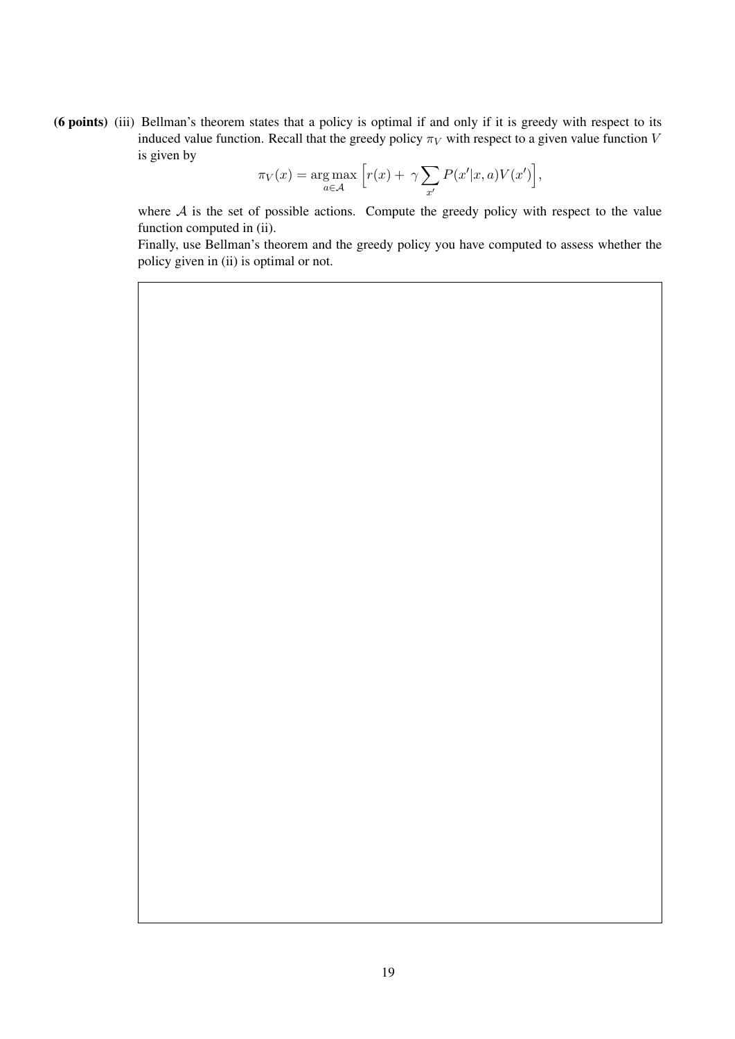**(6 points)** (iii) Bellman's theorem states that a policy is optimal if and only if it is greedy with respect to its induced value function. Recall that the greedy policy $\pi_V$ with respect to a given value function $V$ is given by

$$\pi_V(x) = \underset{a \in \mathcal{A}}{\arg\max} \left[ r(x) + \gamma \sum_{x'} P(x'|x, a) V(x') \right],$$

where $\mathcal{A}$ is the set of possible actions. Compute the greedy policy with respect to the value function computed in (ii).

Finally, use Bellman's theorem and the greedy policy you have computed to assess whether the policy given in (ii) is optimal or not.